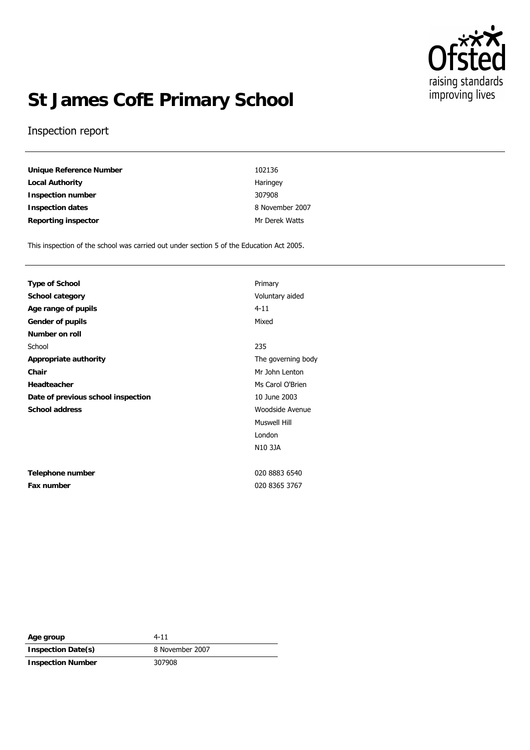# St James CofE Primary School

Inspection report

| | |
|---|---|
| **Unique Reference Number** | 102136 |
| **Local Authority** | Haringey |
| **Inspection number** | 307908 |
| **Inspection dates** | 8 November 2007 |
| **Reporting inspector** | Mr Derek Watts |

This inspection of the school was carried out under section 5 of the Education Act 2005.

| | |
|---|---|
| **Type of School** | Primary |
| **School category** | Voluntary aided |
| **Age range of pupils** | 4-11 |
| **Gender of pupils** | Mixed |
| **Number on roll** | |
| School | 235 |
| **Appropriate authority** | The governing body |
| **Chair** | Mr John Lenton |
| **Headteacher** | Ms Carol O'Brien |
| **Date of previous school inspection** | 10 June 2003 |
| **School address** | Woodside Avenue<br>Muswell Hill<br>London<br>N10 3JA |
| **Telephone number** | 020 8883 6540 |
| **Fax number** | 020 8365 3767 |

| | |
|---|---|
| **Age group** | 4-11 |
| **Inspection Date(s)** | 8 November 2007 |
| **Inspection Number** | 307908 |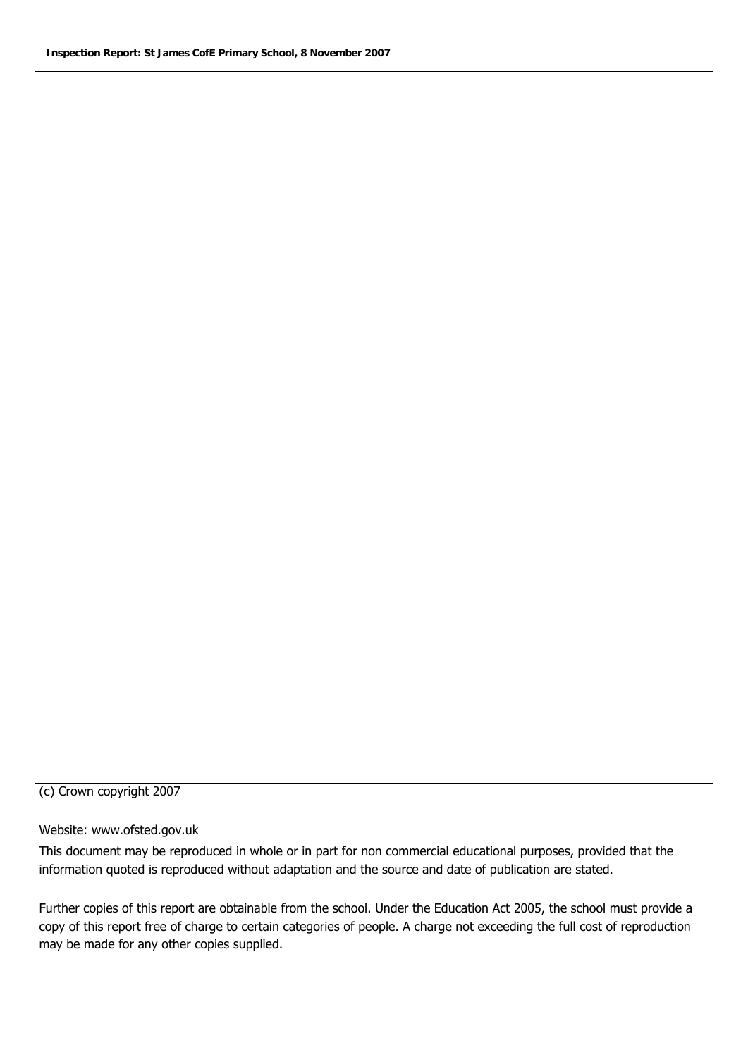(c) Crown copyright 2007

Website: www.ofsted.gov.uk

This document may be reproduced in whole or in part for non commercial educational purposes, provided that the information quoted is reproduced without adaptation and the source and date of publication are stated.

Further copies of this report are obtainable from the school. Under the Education Act 2005, the school must provide a copy of this report free of charge to certain categories of people. A charge not exceeding the full cost of reproduction may be made for any other copies supplied.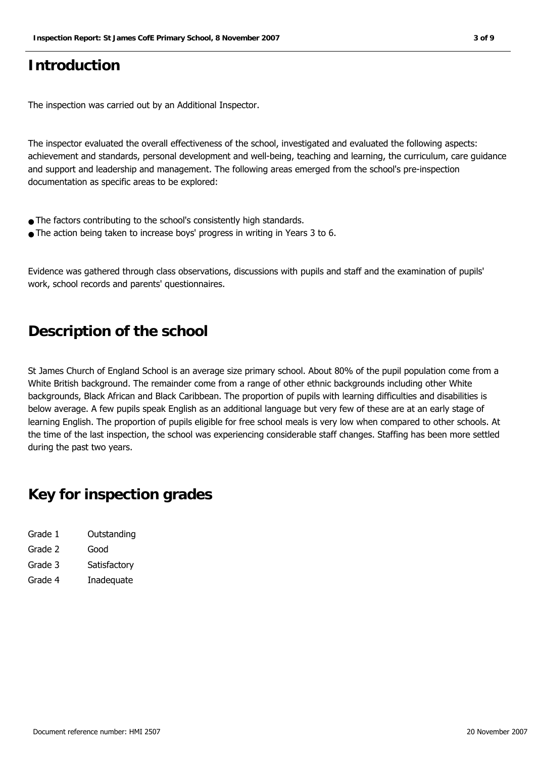# Introduction

The inspection was carried out by an Additional Inspector.

The inspector evaluated the overall effectiveness of the school, investigated and evaluated the following aspects: achievement and standards, personal development and well-being, teaching and learning, the curriculum, care guidance and support and leadership and management. The following areas emerged from the school's pre-inspection documentation as specific areas to be explored:

- The factors contributing to the school's consistently high standards.
- The action being taken to increase boys' progress in writing in Years 3 to 6.

Evidence was gathered through class observations, discussions with pupils and staff and the examination of pupils' work, school records and parents' questionnaires.

# Description of the school

St James Church of England School is an average size primary school. About 80% of the pupil population come from a White British background. The remainder come from a range of other ethnic backgrounds including other White backgrounds, Black African and Black Caribbean. The proportion of pupils with learning difficulties and disabilities is below average. A few pupils speak English as an additional language but very few of these are at an early stage of learning English. The proportion of pupils eligible for free school meals is very low when compared to other schools. At the time of the last inspection, the school was experiencing considerable staff changes. Staffing has been more settled during the past two years.

# Key for inspection grades

| | |
|---|---|
| Grade 1 | Outstanding |
| Grade 2 | Good |
| Grade 3 | Satisfactory |
| Grade 4 | Inadequate |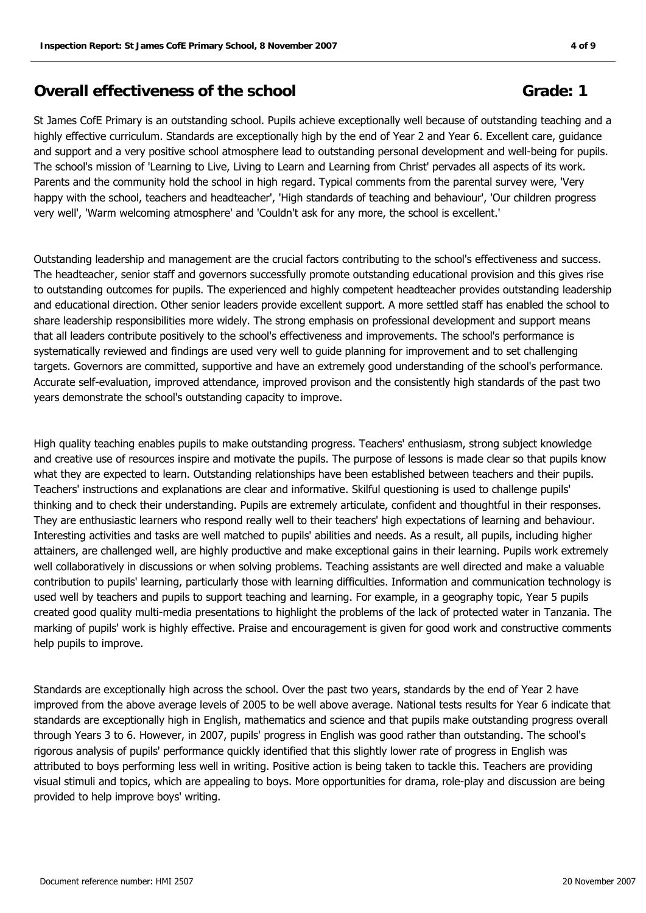## Overall effectiveness of the school

**Grade: 1**

St James CofE Primary is an outstanding school. Pupils achieve exceptionally well because of outstanding teaching and a highly effective curriculum. Standards are exceptionally high by the end of Year 2 and Year 6. Excellent care, guidance and support and a very positive school atmosphere lead to outstanding personal development and well-being for pupils. The school's mission of 'Learning to Live, Living to Learn and Learning from Christ' pervades all aspects of its work. Parents and the community hold the school in high regard. Typical comments from the parental survey were, 'Very happy with the school, teachers and headteacher', 'High standards of teaching and behaviour', 'Our children progress very well', 'Warm welcoming atmosphere' and 'Couldn't ask for any more, the school is excellent.'

Outstanding leadership and management are the crucial factors contributing to the school's effectiveness and success. The headteacher, senior staff and governors successfully promote outstanding educational provision and this gives rise to outstanding outcomes for pupils. The experienced and highly competent headteacher provides outstanding leadership and educational direction. Other senior leaders provide excellent support. A more settled staff has enabled the school to share leadership responsibilities more widely. The strong emphasis on professional development and support means that all leaders contribute positively to the school's effectiveness and improvements. The school's performance is systematically reviewed and findings are used very well to guide planning for improvement and to set challenging targets. Governors are committed, supportive and have an extremely good understanding of the school's performance. Accurate self-evaluation, improved attendance, improved provison and the consistently high standards of the past two years demonstrate the school's outstanding capacity to improve.

High quality teaching enables pupils to make outstanding progress. Teachers' enthusiasm, strong subject knowledge and creative use of resources inspire and motivate the pupils. The purpose of lessons is made clear so that pupils know what they are expected to learn. Outstanding relationships have been established between teachers and their pupils. Teachers' instructions and explanations are clear and informative. Skilful questioning is used to challenge pupils' thinking and to check their understanding. Pupils are extremely articulate, confident and thoughtful in their responses. They are enthusiastic learners who respond really well to their teachers' high expectations of learning and behaviour. Interesting activities and tasks are well matched to pupils' abilities and needs. As a result, all pupils, including higher attainers, are challenged well, are highly productive and make exceptional gains in their learning. Pupils work extremely well collaboratively in discussions or when solving problems. Teaching assistants are well directed and make a valuable contribution to pupils' learning, particularly those with learning difficulties. Information and communication technology is used well by teachers and pupils to support teaching and learning. For example, in a geography topic, Year 5 pupils created good quality multi-media presentations to highlight the problems of the lack of protected water in Tanzania. The marking of pupils' work is highly effective. Praise and encouragement is given for good work and constructive comments help pupils to improve.

Standards are exceptionally high across the school. Over the past two years, standards by the end of Year 2 have improved from the above average levels of 2005 to be well above average. National tests results for Year 6 indicate that standards are exceptionally high in English, mathematics and science and that pupils make outstanding progress overall through Years 3 to 6. However, in 2007, pupils' progress in English was good rather than outstanding. The school's rigorous analysis of pupils' performance quickly identified that this slightly lower rate of progress in English was attributed to boys performing less well in writing. Positive action is being taken to tackle this. Teachers are providing visual stimuli and topics, which are appealing to boys. More opportunities for drama, role-play and discussion are being provided to help improve boys' writing.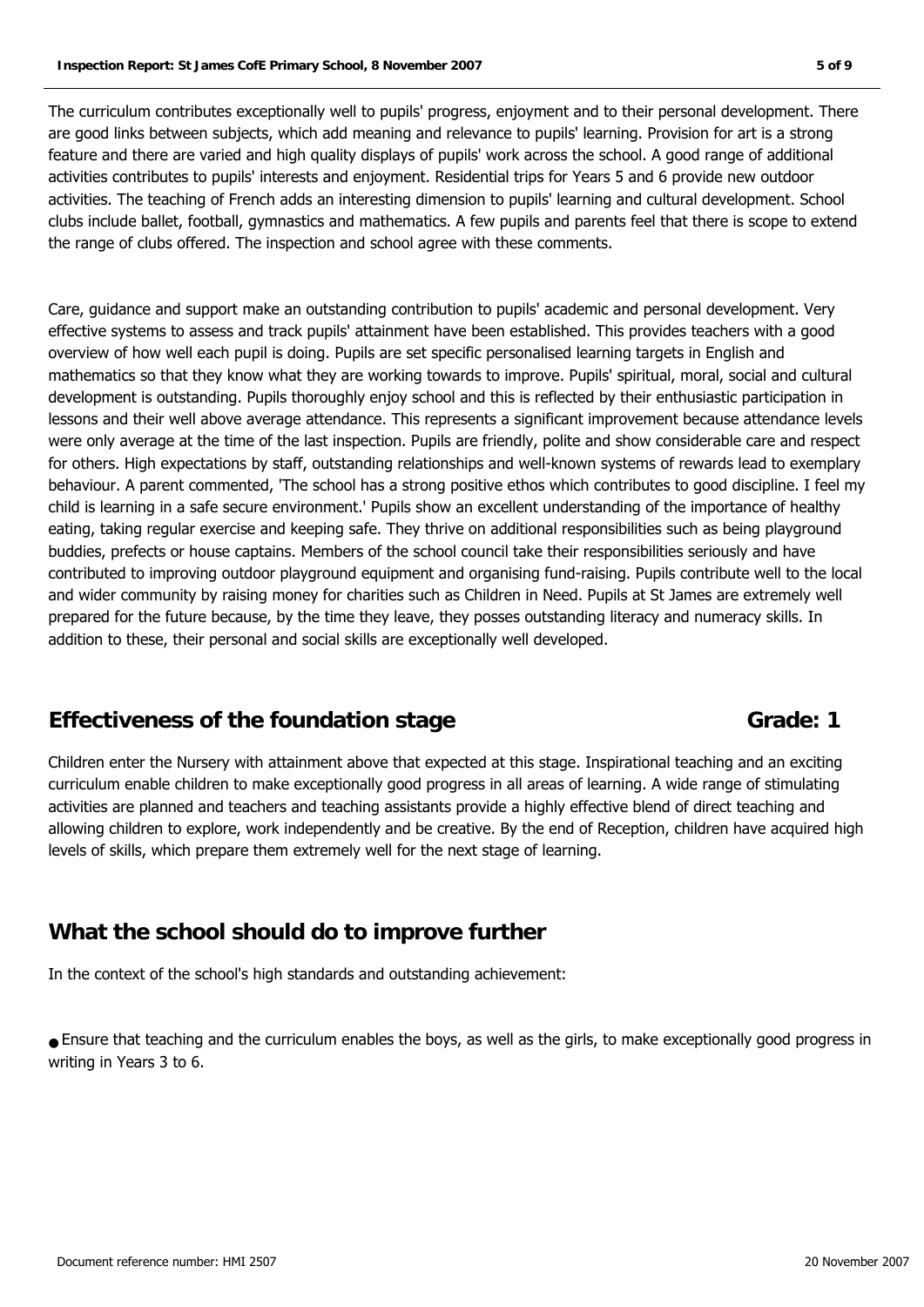The curriculum contributes exceptionally well to pupils' progress, enjoyment and to their personal development. There are good links between subjects, which add meaning and relevance to pupils' learning. Provision for art is a strong feature and there are varied and high quality displays of pupils' work across the school. A good range of additional activities contributes to pupils' interests and enjoyment. Residential trips for Years 5 and 6 provide new outdoor activities. The teaching of French adds an interesting dimension to pupils' learning and cultural development. School clubs include ballet, football, gymnastics and mathematics. A few pupils and parents feel that there is scope to extend the range of clubs offered. The inspection and school agree with these comments.

Care, guidance and support make an outstanding contribution to pupils' academic and personal development. Very effective systems to assess and track pupils' attainment have been established. This provides teachers with a good overview of how well each pupil is doing. Pupils are set specific personalised learning targets in English and mathematics so that they know what they are working towards to improve. Pupils' spiritual, moral, social and cultural development is outstanding. Pupils thoroughly enjoy school and this is reflected by their enthusiastic participation in lessons and their well above average attendance. This represents a significant improvement because attendance levels were only average at the time of the last inspection. Pupils are friendly, polite and show considerable care and respect for others. High expectations by staff, outstanding relationships and well-known systems of rewards lead to exemplary behaviour. A parent commented, 'The school has a strong positive ethos which contributes to good discipline. I feel my child is learning in a safe secure environment.' Pupils show an excellent understanding of the importance of healthy eating, taking regular exercise and keeping safe. They thrive on additional responsibilities such as being playground buddies, prefects or house captains. Members of the school council take their responsibilities seriously and have contributed to improving outdoor playground equipment and organising fund-raising. Pupils contribute well to the local and wider community by raising money for charities such as Children in Need. Pupils at St James are extremely well prepared for the future because, by the time they leave, they posses outstanding literacy and numeracy skills. In addition to these, their personal and social skills are exceptionally well developed.

## Effectiveness of the foundation stage — Grade: 1

Children enter the Nursery with attainment above that expected at this stage. Inspirational teaching and an exciting curriculum enable children to make exceptionally good progress in all areas of learning. A wide range of stimulating activities are planned and teachers and teaching assistants provide a highly effective blend of direct teaching and allowing children to explore, work independently and be creative. By the end of Reception, children have acquired high levels of skills, which prepare them extremely well for the next stage of learning.

## What the school should do to improve further

In the context of the school's high standards and outstanding achievement:

- Ensure that teaching and the curriculum enables the boys, as well as the girls, to make exceptionally good progress in writing in Years 3 to 6.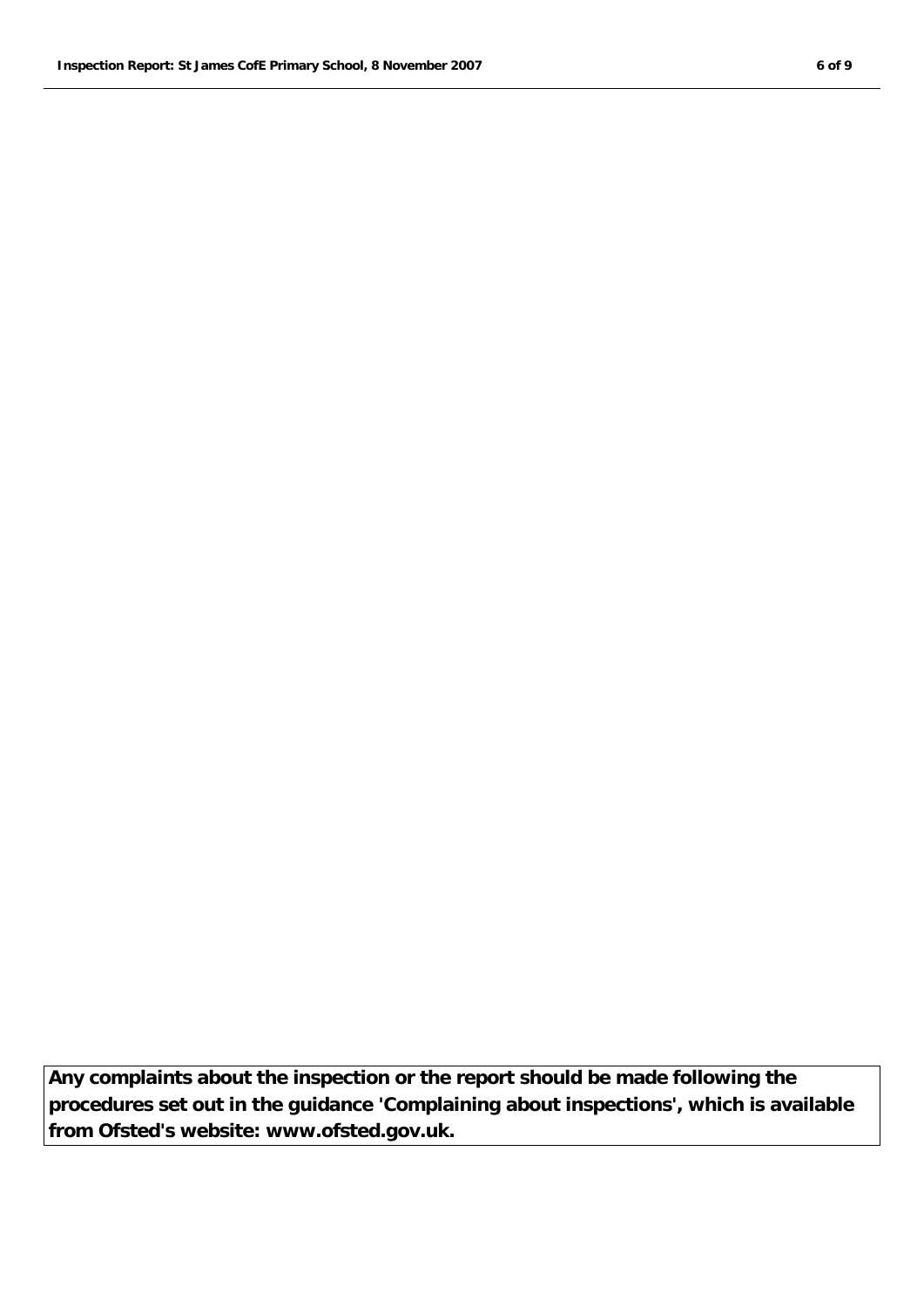**Any complaints about the inspection or the report should be made following the procedures set out in the guidance 'Complaining about inspections', which is available from Ofsted's website: www.ofsted.gov.uk.**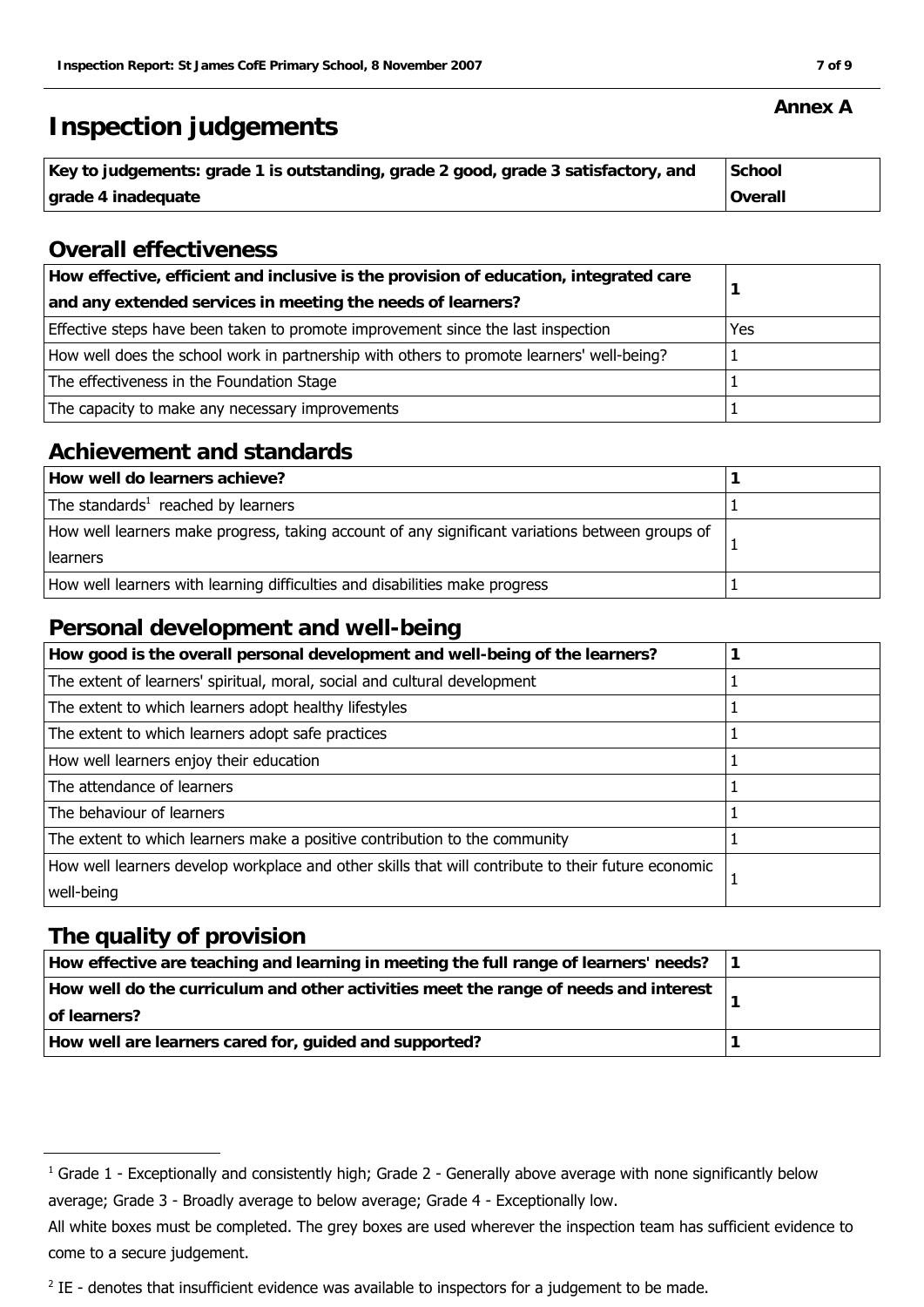**Annex A**

# Inspection judgements

| Key to judgements: grade 1 is outstanding, grade 2 good, grade 3 satisfactory, and grade 4 inadequate | School Overall |
|---|---|

## Overall effectiveness

| | |
|---|---|
| **How effective, efficient and inclusive is the provision of education, integrated care and any extended services in meeting the needs of learners?** | **1** |
| Effective steps have been taken to promote improvement since the last inspection | Yes |
| How well does the school work in partnership with others to promote learners' well-being? | 1 |
| The effectiveness in the Foundation Stage | 1 |
| The capacity to make any necessary improvements | 1 |

## Achievement and standards

| | |
|---|---|
| **How well do learners achieve?** | **1** |
| The standards[1] reached by learners | 1 |
| How well learners make progress, taking account of any significant variations between groups of learners | 1 |
| How well learners with learning difficulties and disabilities make progress | 1 |

## Personal development and well-being

| | |
|---|---|
| **How good is the overall personal development and well-being of the learners?** | **1** |
| The extent of learners' spiritual, moral, social and cultural development | 1 |
| The extent to which learners adopt healthy lifestyles | 1 |
| The extent to which learners adopt safe practices | 1 |
| How well learners enjoy their education | 1 |
| The attendance of learners | 1 |
| The behaviour of learners | 1 |
| The extent to which learners make a positive contribution to the community | 1 |
| How well learners develop workplace and other skills that will contribute to their future economic well-being | 1 |

## The quality of provision

| | |
|---|---|
| **How effective are teaching and learning in meeting the full range of learners' needs?** | **1** |
| **How well do the curriculum and other activities meet the range of needs and interest of learners?** | **1** |
| **How well are learners cared for, guided and supported?** | **1** |

---

[1] Grade 1 - Exceptionally and consistently high; Grade 2 - Generally above average with none significantly below average; Grade 3 - Broadly average to below average; Grade 4 - Exceptionally low.

All white boxes must be completed. The grey boxes are used wherever the inspection team has sufficient evidence to come to a secure judgement.

[2] IE - denotes that insufficient evidence was available to inspectors for a judgement to be made.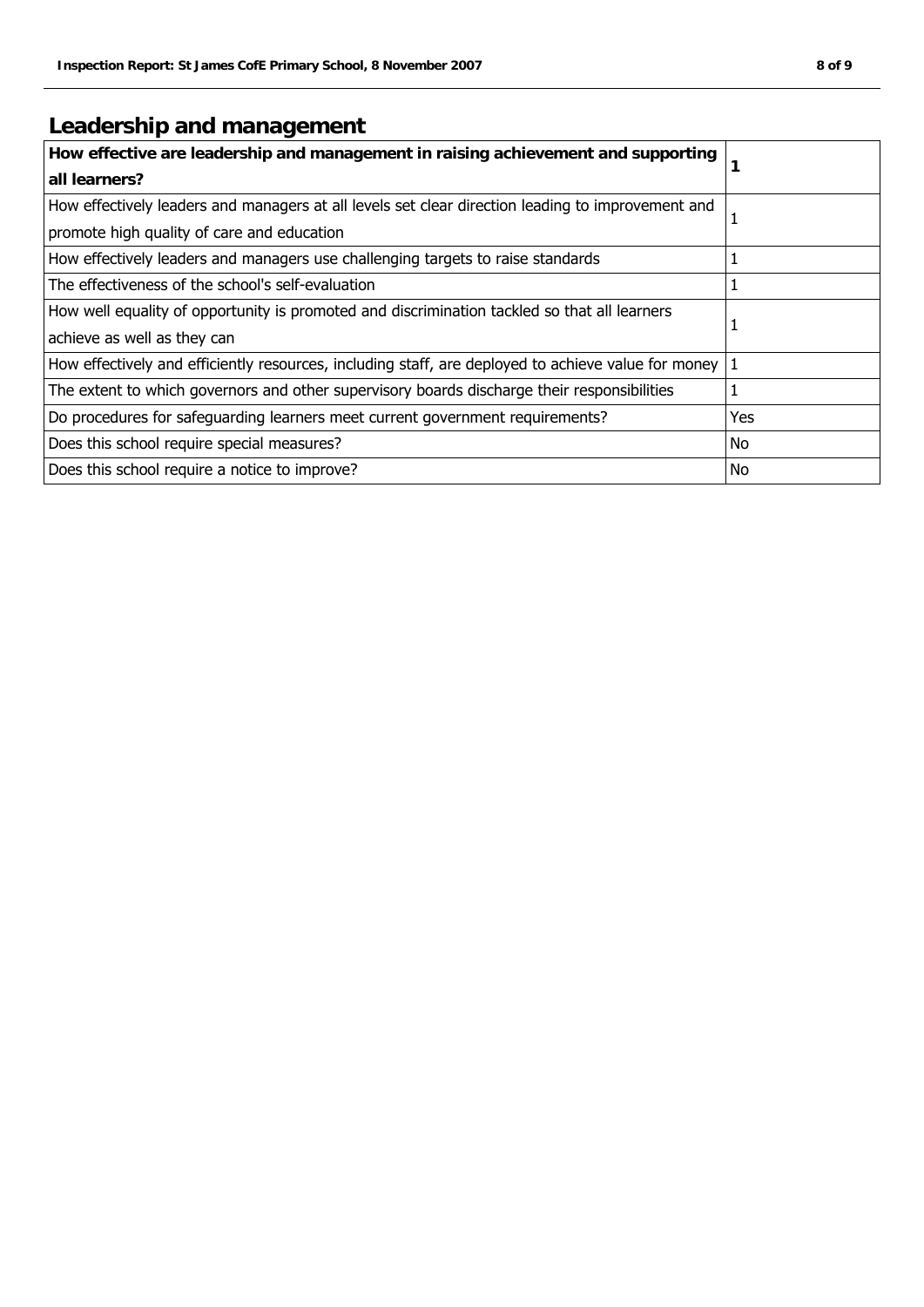## Leadership and management

| **How effective are leadership and management in raising achievement and supporting all learners?** | **1** |
|---|---|
| How effectively leaders and managers at all levels set clear direction leading to improvement and promote high quality of care and education | 1 |
| How effectively leaders and managers use challenging targets to raise standards | 1 |
| The effectiveness of the school's self-evaluation | 1 |
| How well equality of opportunity is promoted and discrimination tackled so that all learners achieve as well as they can | 1 |
| How effectively and efficiently resources, including staff, are deployed to achieve value for money | 1 |
| The extent to which governors and other supervisory boards discharge their responsibilities | 1 |
| Do procedures for safeguarding learners meet current government requirements? | Yes |
| Does this school require special measures? | No |
| Does this school require a notice to improve? | No |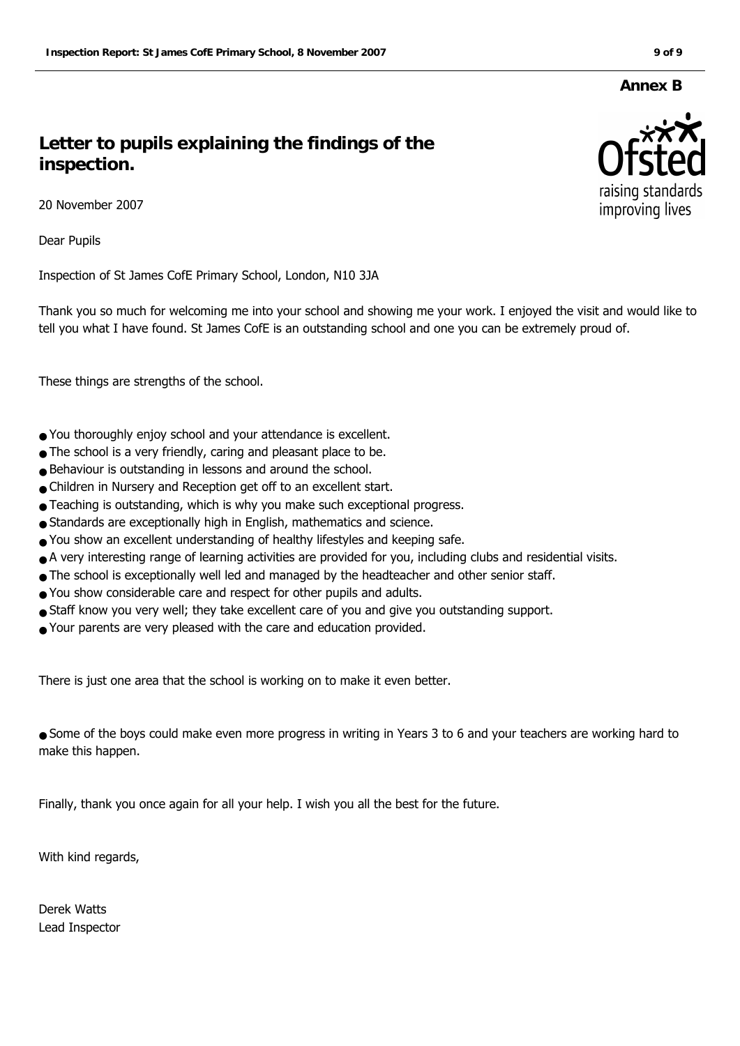**Annex B**

## Letter to pupils explaining the findings of the inspection.

20 November 2007

Dear Pupils

Inspection of St James CofE Primary School, London, N10 3JA

Thank you so much for welcoming me into your school and showing me your work. I enjoyed the visit and would like to tell you what I have found. St James CofE is an outstanding school and one you can be extremely proud of.

These things are strengths of the school.

- You thoroughly enjoy school and your attendance is excellent.
- The school is a very friendly, caring and pleasant place to be.
- Behaviour is outstanding in lessons and around the school.
- Children in Nursery and Reception get off to an excellent start.
- Teaching is outstanding, which is why you make such exceptional progress.
- Standards are exceptionally high in English, mathematics and science.
- You show an excellent understanding of healthy lifestyles and keeping safe.
- A very interesting range of learning activities are provided for you, including clubs and residential visits.
- The school is exceptionally well led and managed by the headteacher and other senior staff.
- You show considerable care and respect for other pupils and adults.
- Staff know you very well; they take excellent care of you and give you outstanding support.
- Your parents are very pleased with the care and education provided.

There is just one area that the school is working on to make it even better.

- Some of the boys could make even more progress in writing in Years 3 to 6 and your teachers are working hard to make this happen.

Finally, thank you once again for all your help. I wish you all the best for the future.

With kind regards,

Derek Watts
Lead Inspector